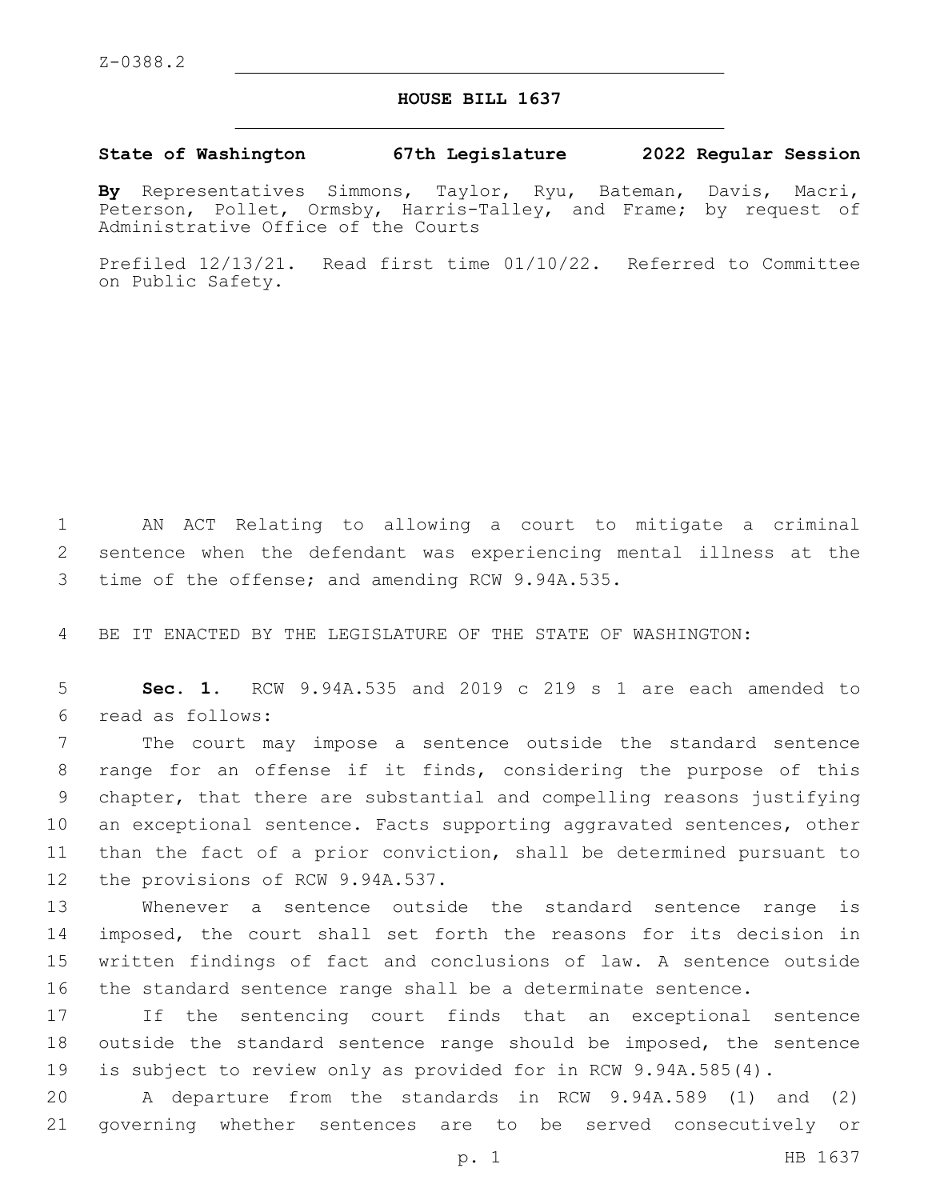Z-0388.2

# HOUSE BILL 1637

**State of Washington 67th Legislature 2022 Regular Session**

**By** Representatives Simmons, Taylor, Ryu, Bateman, Davis, Macri, Peterson, Pollet, Ormsby, Harris-Talley, and Frame; by request of Administrative Office of the Courts

Prefiled 12/13/21. Read first time 01/10/22. Referred to Committee on Public Safety.

AN ACT Relating to allowing a court to mitigate a criminal sentence when the defendant was experiencing mental illness at the time of the offense; and amending RCW 9.94A.535.

BE IT ENACTED BY THE LEGISLATURE OF THE STATE OF WASHINGTON:

**Sec. 1.** RCW 9.94A.535 and 2019 c 219 s 1 are each amended to read as follows:

The court may impose a sentence outside the standard sentence range for an offense if it finds, considering the purpose of this chapter, that there are substantial and compelling reasons justifying an exceptional sentence. Facts supporting aggravated sentences, other than the fact of a prior conviction, shall be determined pursuant to the provisions of RCW 9.94A.537.

Whenever a sentence outside the standard sentence range is imposed, the court shall set forth the reasons for its decision in written findings of fact and conclusions of law. A sentence outside the standard sentence range shall be a determinate sentence.

If the sentencing court finds that an exceptional sentence outside the standard sentence range should be imposed, the sentence is subject to review only as provided for in RCW 9.94A.585(4).

A departure from the standards in RCW 9.94A.589 (1) and (2) governing whether sentences are to be served consecutively or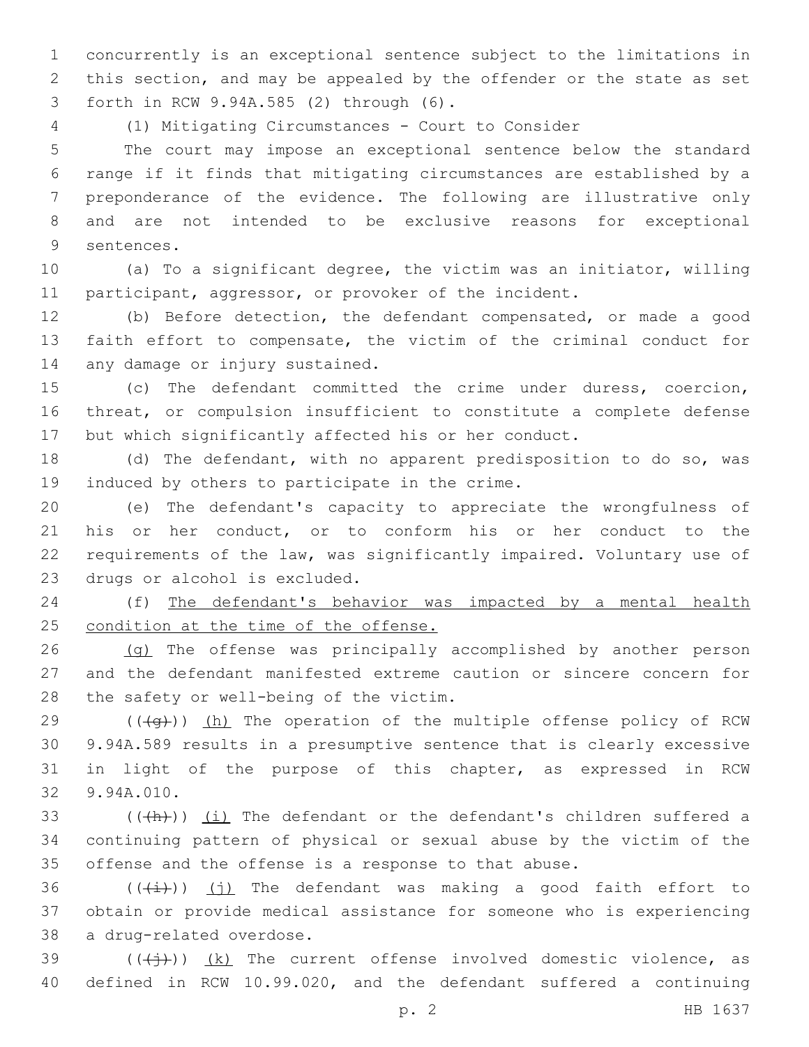concurrently is an exceptional sentence subject to the limitations in this section, and may be appealed by the offender or the state as set forth in RCW 9.94A.585 (2) through (6).

(1) Mitigating Circumstances - Court to Consider

The court may impose an exceptional sentence below the standard range if it finds that mitigating circumstances are established by a preponderance of the evidence. The following are illustrative only and are not intended to be exclusive reasons for exceptional sentences.

(a) To a significant degree, the victim was an initiator, willing participant, aggressor, or provoker of the incident.

(b) Before detection, the defendant compensated, or made a good faith effort to compensate, the victim of the criminal conduct for any damage or injury sustained.

(c) The defendant committed the crime under duress, coercion, threat, or compulsion insufficient to constitute a complete defense but which significantly affected his or her conduct.

(d) The defendant, with no apparent predisposition to do so, was induced by others to participate in the crime.

(e) The defendant's capacity to appreciate the wrongfulness of his or her conduct, or to conform his or her conduct to the requirements of the law, was significantly impaired. Voluntary use of drugs or alcohol is excluded.

(f) <u>The defendant's behavior was impacted by a mental health condition at the time of the offense.</u>

<u>(g)</u> The offense was principally accomplished by another person and the defendant manifested extreme caution or sincere concern for the safety or well-being of the victim.

(((g))) <u>(h)</u> The operation of the multiple offense policy of RCW 9.94A.589 results in a presumptive sentence that is clearly excessive in light of the purpose of this chapter, as expressed in RCW 9.94A.010.

(((h))) <u>(i)</u> The defendant or the defendant's children suffered a continuing pattern of physical or sexual abuse by the victim of the offense and the offense is a response to that abuse.

(((i))) <u>(j)</u> The defendant was making a good faith effort to obtain or provide medical assistance for someone who is experiencing a drug-related overdose.

(((j))) <u>(k)</u> The current offense involved domestic violence, as defined in RCW 10.99.020, and the defendant suffered a continuing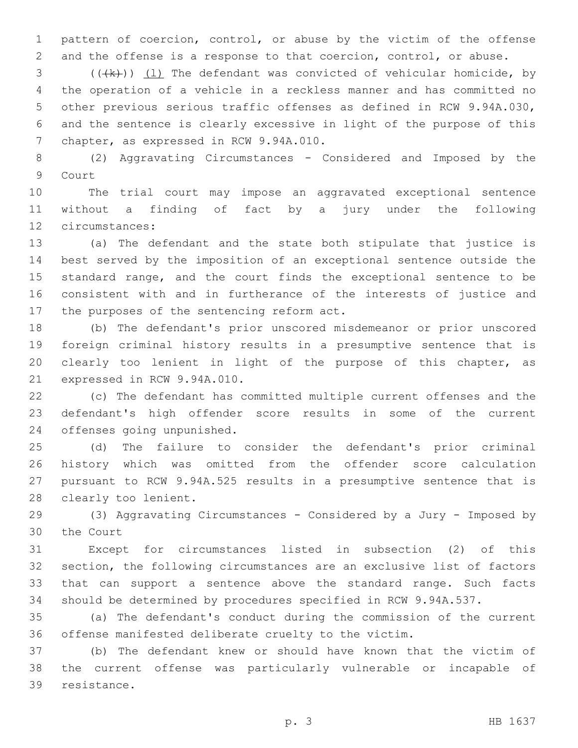pattern of coercion, control, or abuse by the victim of the offense and the offense is a response to that coercion, control, or abuse.

~~((k))~~ (l) The defendant was convicted of vehicular homicide, by the operation of a vehicle in a reckless manner and has committed no other previous serious traffic offenses as defined in RCW 9.94A.030, and the sentence is clearly excessive in light of the purpose of this chapter, as expressed in RCW 9.94A.010.

(2) Aggravating Circumstances - Considered and Imposed by the Court

The trial court may impose an aggravated exceptional sentence without a finding of fact by a jury under the following circumstances:

(a) The defendant and the state both stipulate that justice is best served by the imposition of an exceptional sentence outside the standard range, and the court finds the exceptional sentence to be consistent with and in furtherance of the interests of justice and the purposes of the sentencing reform act.

(b) The defendant's prior unscored misdemeanor or prior unscored foreign criminal history results in a presumptive sentence that is clearly too lenient in light of the purpose of this chapter, as expressed in RCW 9.94A.010.

(c) The defendant has committed multiple current offenses and the defendant's high offender score results in some of the current offenses going unpunished.

(d) The failure to consider the defendant's prior criminal history which was omitted from the offender score calculation pursuant to RCW 9.94A.525 results in a presumptive sentence that is clearly too lenient.

(3) Aggravating Circumstances - Considered by a Jury - Imposed by the Court

Except for circumstances listed in subsection (2) of this section, the following circumstances are an exclusive list of factors that can support a sentence above the standard range. Such facts should be determined by procedures specified in RCW 9.94A.537.

(a) The defendant's conduct during the commission of the current offense manifested deliberate cruelty to the victim.

(b) The defendant knew or should have known that the victim of the current offense was particularly vulnerable or incapable of resistance.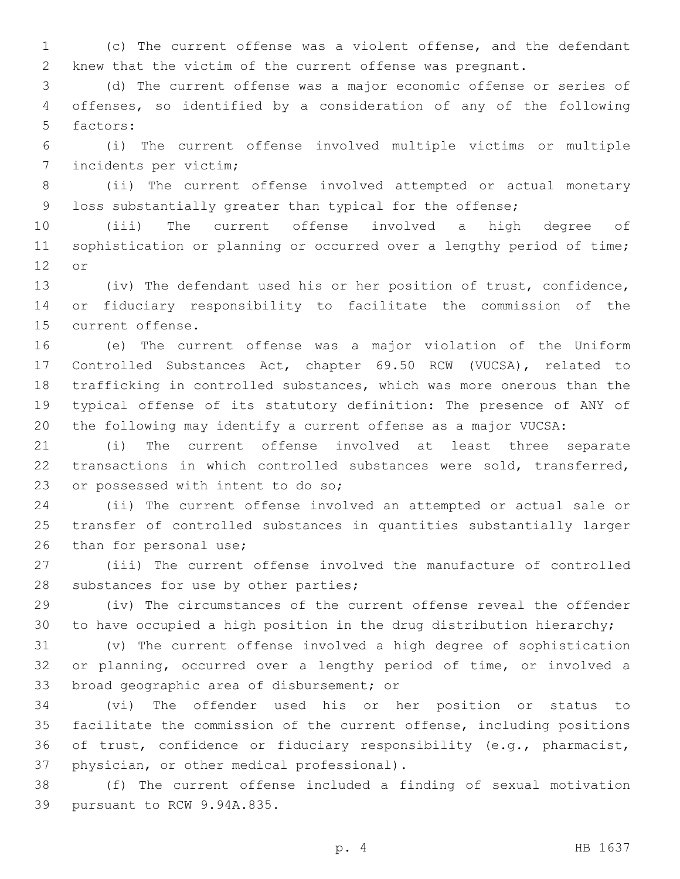(c) The current offense was a violent offense, and the defendant knew that the victim of the current offense was pregnant.

(d) The current offense was a major economic offense or series of offenses, so identified by a consideration of any of the following factors:

(i) The current offense involved multiple victims or multiple incidents per victim;

(ii) The current offense involved attempted or actual monetary loss substantially greater than typical for the offense;

(iii) The current offense involved a high degree of sophistication or planning or occurred over a lengthy period of time; or

(iv) The defendant used his or her position of trust, confidence, or fiduciary responsibility to facilitate the commission of the current offense.

(e) The current offense was a major violation of the Uniform Controlled Substances Act, chapter 69.50 RCW (VUCSA), related to trafficking in controlled substances, which was more onerous than the typical offense of its statutory definition: The presence of ANY of the following may identify a current offense as a major VUCSA:

(i) The current offense involved at least three separate transactions in which controlled substances were sold, transferred, or possessed with intent to do so;

(ii) The current offense involved an attempted or actual sale or transfer of controlled substances in quantities substantially larger than for personal use;

(iii) The current offense involved the manufacture of controlled substances for use by other parties;

(iv) The circumstances of the current offense reveal the offender to have occupied a high position in the drug distribution hierarchy;

(v) The current offense involved a high degree of sophistication or planning, occurred over a lengthy period of time, or involved a broad geographic area of disbursement; or

(vi) The offender used his or her position or status to facilitate the commission of the current offense, including positions of trust, confidence or fiduciary responsibility (e.g., pharmacist, physician, or other medical professional).

(f) The current offense included a finding of sexual motivation pursuant to RCW 9.94A.835.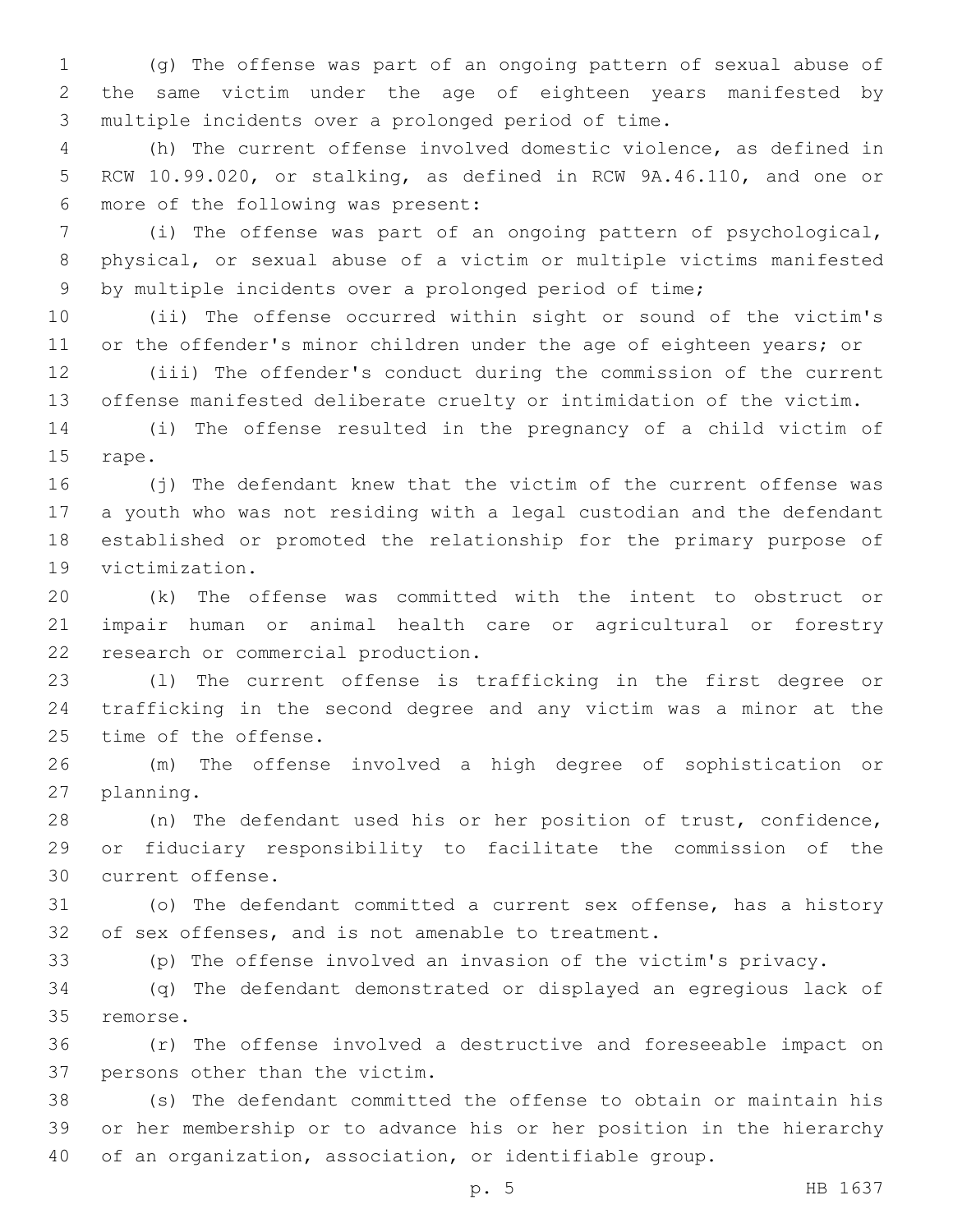(g) The offense was part of an ongoing pattern of sexual abuse of the same victim under the age of eighteen years manifested by multiple incidents over a prolonged period of time.

(h) The current offense involved domestic violence, as defined in RCW 10.99.020, or stalking, as defined in RCW 9A.46.110, and one or more of the following was present:

(i) The offense was part of an ongoing pattern of psychological, physical, or sexual abuse of a victim or multiple victims manifested by multiple incidents over a prolonged period of time;

(ii) The offense occurred within sight or sound of the victim's or the offender's minor children under the age of eighteen years; or

(iii) The offender's conduct during the commission of the current offense manifested deliberate cruelty or intimidation of the victim.

(i) The offense resulted in the pregnancy of a child victim of rape.

(j) The defendant knew that the victim of the current offense was a youth who was not residing with a legal custodian and the defendant established or promoted the relationship for the primary purpose of victimization.

(k) The offense was committed with the intent to obstruct or impair human or animal health care or agricultural or forestry research or commercial production.

(l) The current offense is trafficking in the first degree or trafficking in the second degree and any victim was a minor at the time of the offense.

(m) The offense involved a high degree of sophistication or planning.

(n) The defendant used his or her position of trust, confidence, or fiduciary responsibility to facilitate the commission of the current offense.

(o) The defendant committed a current sex offense, has a history of sex offenses, and is not amenable to treatment.

(p) The offense involved an invasion of the victim's privacy.

(q) The defendant demonstrated or displayed an egregious lack of remorse.

(r) The offense involved a destructive and foreseeable impact on persons other than the victim.

(s) The defendant committed the offense to obtain or maintain his or her membership or to advance his or her position in the hierarchy of an organization, association, or identifiable group.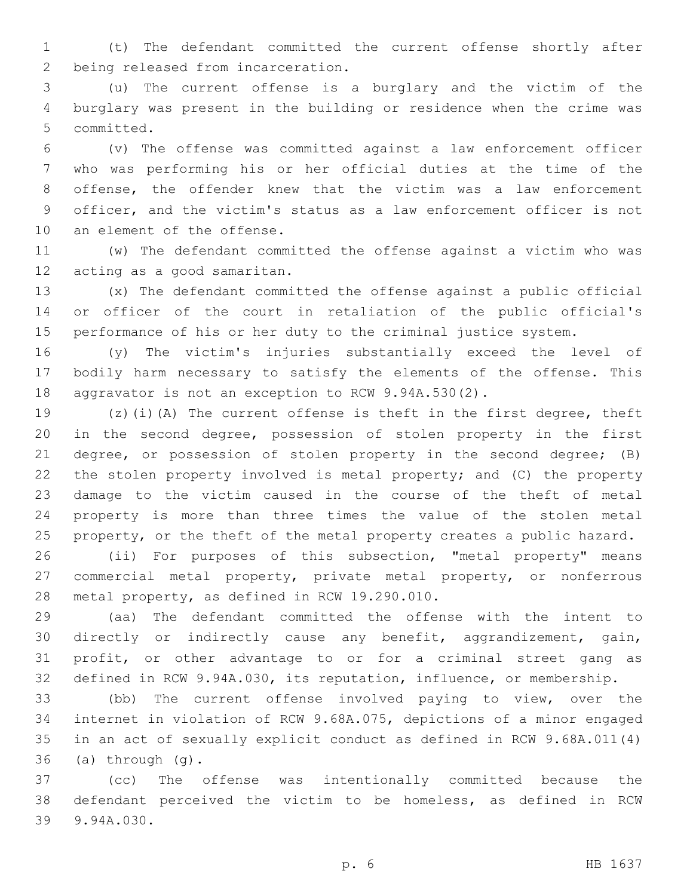(t) The defendant committed the current offense shortly after being released from incarceration.

(u) The current offense is a burglary and the victim of the burglary was present in the building or residence when the crime was committed.

(v) The offense was committed against a law enforcement officer who was performing his or her official duties at the time of the offense, the offender knew that the victim was a law enforcement officer, and the victim's status as a law enforcement officer is not an element of the offense.

(w) The defendant committed the offense against a victim who was acting as a good samaritan.

(x) The defendant committed the offense against a public official or officer of the court in retaliation of the public official's performance of his or her duty to the criminal justice system.

(y) The victim's injuries substantially exceed the level of bodily harm necessary to satisfy the elements of the offense. This aggravator is not an exception to RCW 9.94A.530(2).

(z)(i)(A) The current offense is theft in the first degree, theft in the second degree, possession of stolen property in the first degree, or possession of stolen property in the second degree; (B) the stolen property involved is metal property; and (C) the property damage to the victim caused in the course of the theft of metal property is more than three times the value of the stolen metal property, or the theft of the metal property creates a public hazard.

(ii) For purposes of this subsection, "metal property" means commercial metal property, private metal property, or nonferrous metal property, as defined in RCW 19.290.010.

(aa) The defendant committed the offense with the intent to directly or indirectly cause any benefit, aggrandizement, gain, profit, or other advantage to or for a criminal street gang as defined in RCW 9.94A.030, its reputation, influence, or membership.

(bb) The current offense involved paying to view, over the internet in violation of RCW 9.68A.075, depictions of a minor engaged in an act of sexually explicit conduct as defined in RCW 9.68A.011(4) (a) through (g).

(cc) The offense was intentionally committed because the defendant perceived the victim to be homeless, as defined in RCW 9.94A.030.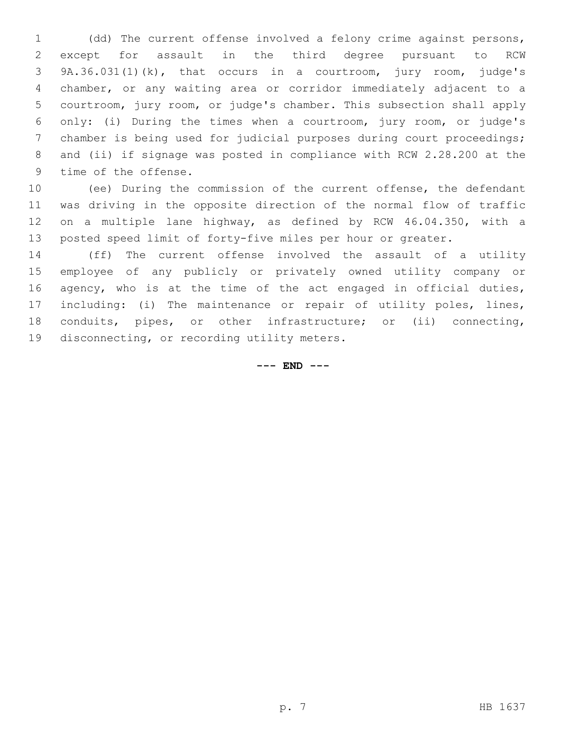(dd) The current offense involved a felony crime against persons, except for assault in the third degree pursuant to RCW 9A.36.031(1)(k), that occurs in a courtroom, jury room, judge's chamber, or any waiting area or corridor immediately adjacent to a courtroom, jury room, or judge's chamber. This subsection shall apply only: (i) During the times when a courtroom, jury room, or judge's chamber is being used for judicial purposes during court proceedings; and (ii) if signage was posted in compliance with RCW 2.28.200 at the time of the offense.

(ee) During the commission of the current offense, the defendant was driving in the opposite direction of the normal flow of traffic on a multiple lane highway, as defined by RCW 46.04.350, with a posted speed limit of forty-five miles per hour or greater.

(ff) The current offense involved the assault of a utility employee of any publicly or privately owned utility company or agency, who is at the time of the act engaged in official duties, including: (i) The maintenance or repair of utility poles, lines, conduits, pipes, or other infrastructure; or (ii) connecting, disconnecting, or recording utility meters.

**--- END ---**